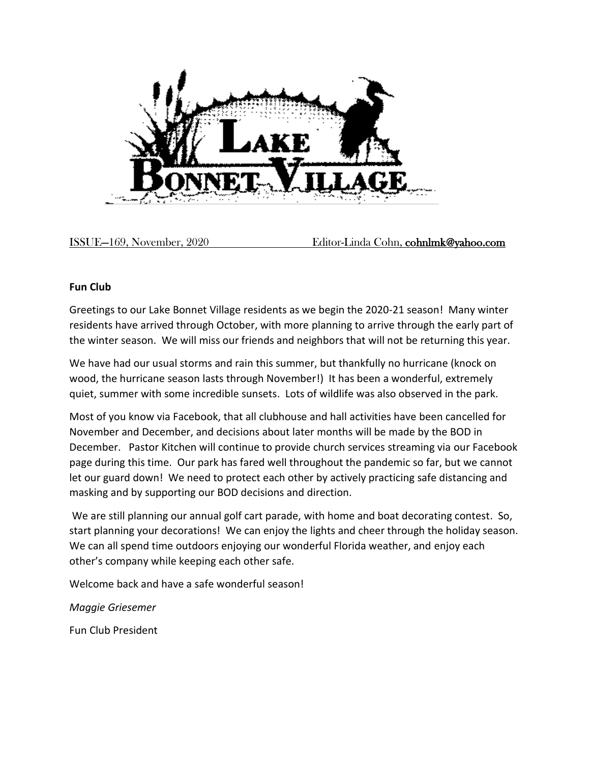# Lake Bonnet Village

ISSUE—169, November, 2020 Editor-Linda Cohn, cohnlmk@yahoo.com

**Fun Club**

Greetings to our Lake Bonnet Village residents as we begin the 2020-21 season! Many winter residents have arrived through October, with more planning to arrive through the early part of the winter season. We will miss our friends and neighbors that will not be returning this year.

We have had our usual storms and rain this summer, but thankfully no hurricane (knock on wood, the hurricane season lasts through November!) It has been a wonderful, extremely quiet, summer with some incredible sunsets. Lots of wildlife was also observed in the park.

Most of you know via Facebook, that all clubhouse and hall activities have been cancelled for November and December, and decisions about later months will be made by the BOD in December. Pastor Kitchen will continue to provide church services streaming via our Facebook page during this time. Our park has fared well throughout the pandemic so far, but we cannot let our guard down! We need to protect each other by actively practicing safe distancing and masking and by supporting our BOD decisions and direction.

We are still planning our annual golf cart parade, with home and boat decorating contest. So, start planning your decorations! We can enjoy the lights and cheer through the holiday season. We can all spend time outdoors enjoying our wonderful Florida weather, and enjoy each other's company while keeping each other safe.

Welcome back and have a safe wonderful season!

*Maggie Griesemer*

Fun Club President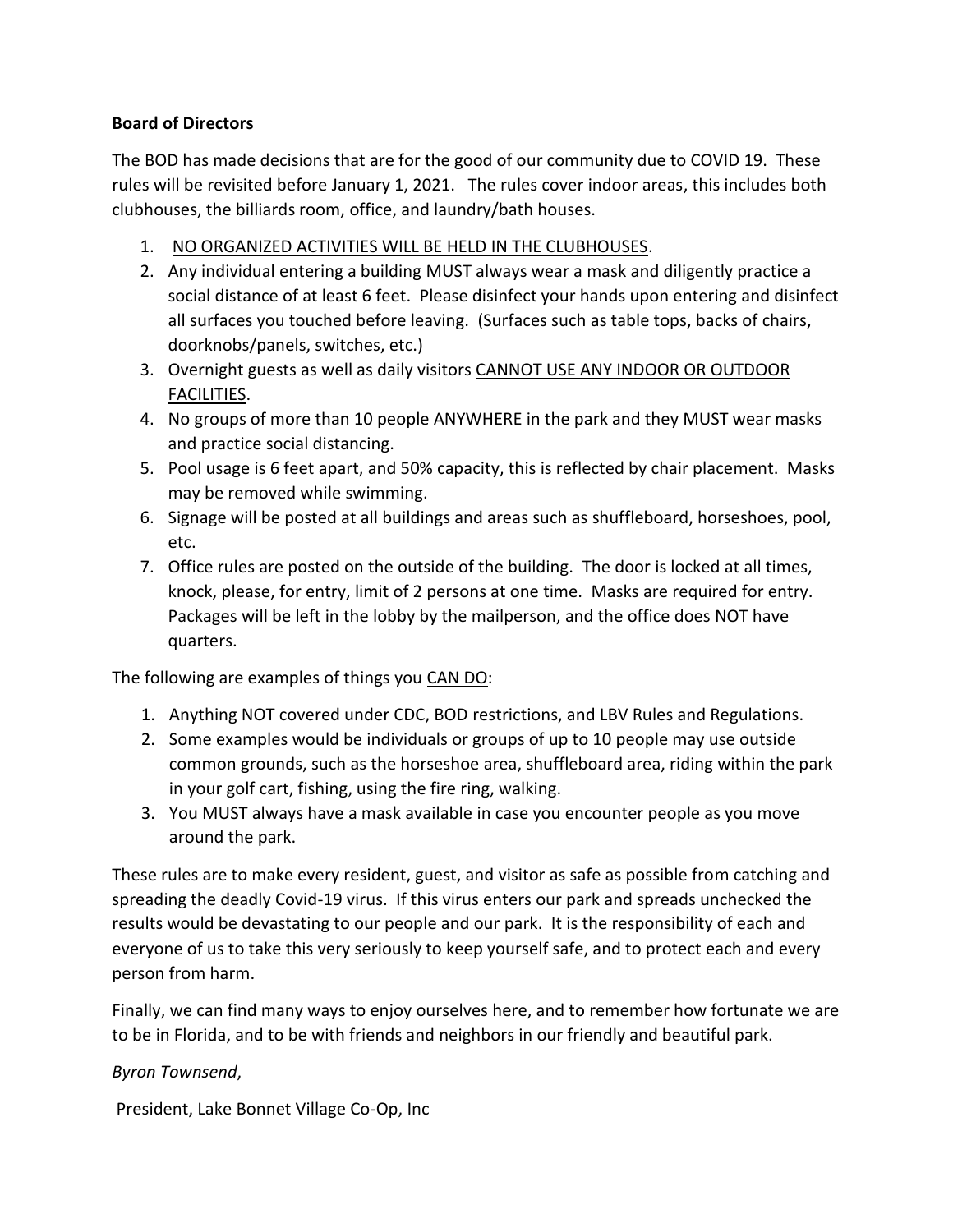**Board of Directors**

The BOD has made decisions that are for the good of our community due to COVID 19. These rules will be revisited before January 1, 2021. The rules cover indoor areas, this includes both clubhouses, the billiards room, office, and laundry/bath houses.

1. <u>NO ORGANIZED ACTIVITIES WILL BE HELD IN THE CLUBHOUSES</u>.
2. Any individual entering a building MUST always wear a mask and diligently practice a social distance of at least 6 feet. Please disinfect your hands upon entering and disinfect all surfaces you touched before leaving. (Surfaces such as table tops, backs of chairs, doorknobs/panels, switches, etc.)
3. Overnight guests as well as daily visitors <u>CANNOT USE ANY INDOOR OR OUTDOOR FACILITIES</u>.
4. No groups of more than 10 people ANYWHERE in the park and they MUST wear masks and practice social distancing.
5. Pool usage is 6 feet apart, and 50% capacity, this is reflected by chair placement. Masks may be removed while swimming.
6. Signage will be posted at all buildings and areas such as shuffleboard, horseshoes, pool, etc.
7. Office rules are posted on the outside of the building. The door is locked at all times, knock, please, for entry, limit of 2 persons at one time. Masks are required for entry. Packages will be left in the lobby by the mailperson, and the office does NOT have quarters.

The following are examples of things you <u>CAN DO</u>:

1. Anything NOT covered under CDC, BOD restrictions, and LBV Rules and Regulations.
2. Some examples would be individuals or groups of up to 10 people may use outside common grounds, such as the horseshoe area, shuffleboard area, riding within the park in your golf cart, fishing, using the fire ring, walking.
3. You MUST always have a mask available in case you encounter people as you move around the park.

These rules are to make every resident, guest, and visitor as safe as possible from catching and spreading the deadly Covid-19 virus. If this virus enters our park and spreads unchecked the results would be devastating to our people and our park. It is the responsibility of each and everyone of us to take this very seriously to keep yourself safe, and to protect each and every person from harm.

Finally, we can find many ways to enjoy ourselves here, and to remember how fortunate we are to be in Florida, and to be with friends and neighbors in our friendly and beautiful park.

*Byron Townsend*,

President, Lake Bonnet Village Co-Op, Inc